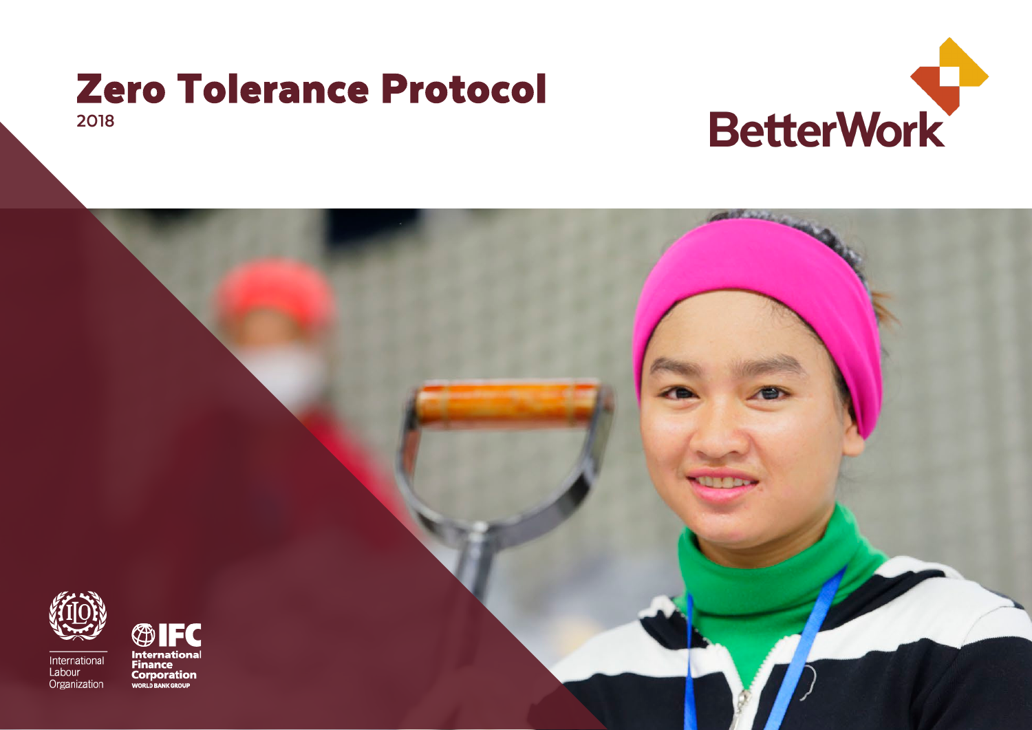# Zero Tolerance Protocol

2018

BetterWork

International Labour Organization

IFC International Finance Corporation WORLD BANK GROUP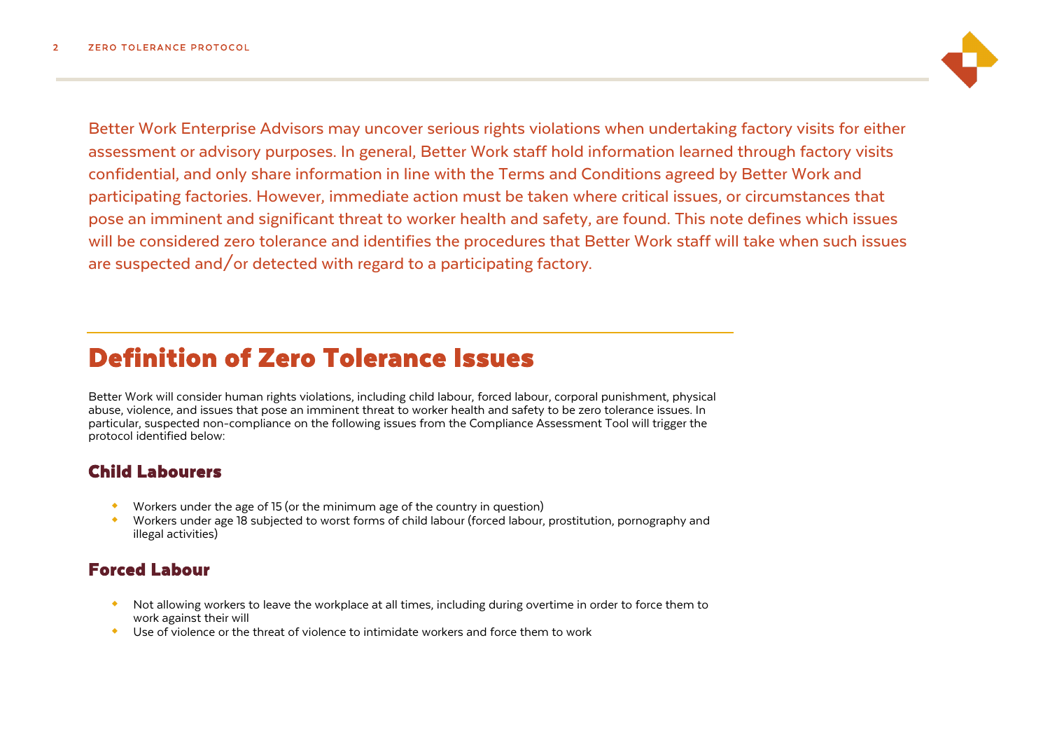Better Work Enterprise Advisors may uncover serious rights violations when undertaking factory visits for either assessment or advisory purposes. In general, Better Work staff hold information learned through factory visits confidential, and only share information in line with the Terms and Conditions agreed by Better Work and participating factories. However, immediate action must be taken where critical issues, or circumstances that pose an imminent and significant threat to worker health and safety, are found. This note defines which issues will be considered zero tolerance and identifies the procedures that Better Work staff will take when such issues are suspected and/or detected with regard to a participating factory.

## Definition of Zero Tolerance Issues

Better Work will consider human rights violations, including child labour, forced labour, corporal punishment, physical abuse, violence, and issues that pose an imminent threat to worker health and safety to be zero tolerance issues. In particular, suspected non-compliance on the following issues from the Compliance Assessment Tool will trigger the protocol identified below:

### Child Labourers

- Workers under the age of 15 (or the minimum age of the country in question)
- Workers under age 18 subjected to worst forms of child labour (forced labour, prostitution, pornography and illegal activities)

### Forced Labour

- Not allowing workers to leave the workplace at all times, including during overtime in order to force them to work against their will
- Use of violence or the threat of violence to intimidate workers and force them to work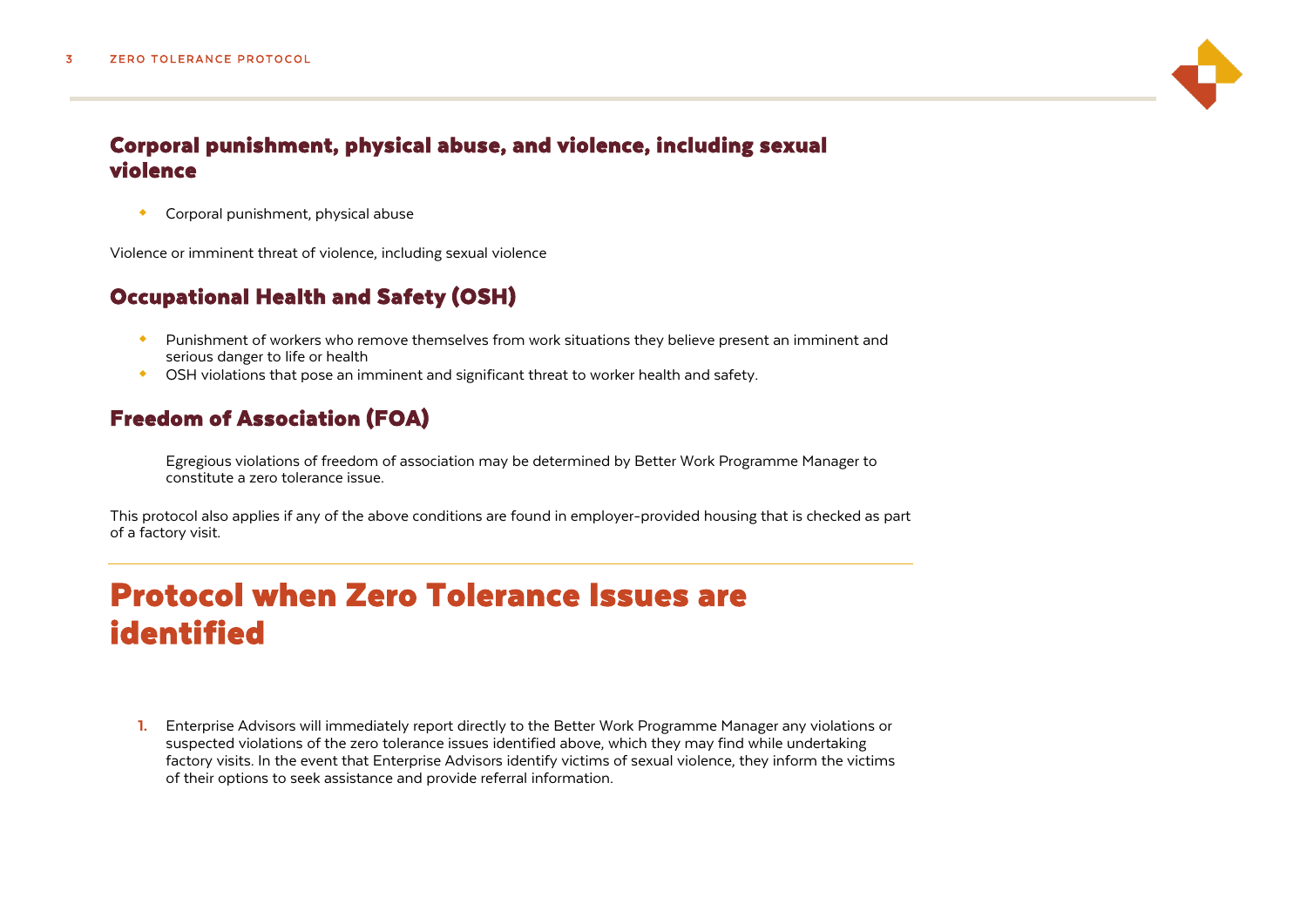### Corporal punishment, physical abuse, and violence, including sexual violence

- Corporal punishment, physical abuse

Violence or imminent threat of violence, including sexual violence

### Occupational Health and Safety (OSH)

- Punishment of workers who remove themselves from work situations they believe present an imminent and serious danger to life or health
- OSH violations that pose an imminent and significant threat to worker health and safety.

### Freedom of Association (FOA)

Egregious violations of freedom of association may be determined by Better Work Programme Manager to constitute a zero tolerance issue.

This protocol also applies if any of the above conditions are found in employer-provided housing that is checked as part of a factory visit.

---

## Protocol when Zero Tolerance Issues are identified

1. Enterprise Advisors will immediately report directly to the Better Work Programme Manager any violations or suspected violations of the zero tolerance issues identified above, which they may find while undertaking factory visits. In the event that Enterprise Advisors identify victims of sexual violence, they inform the victims of their options to seek assistance and provide referral information.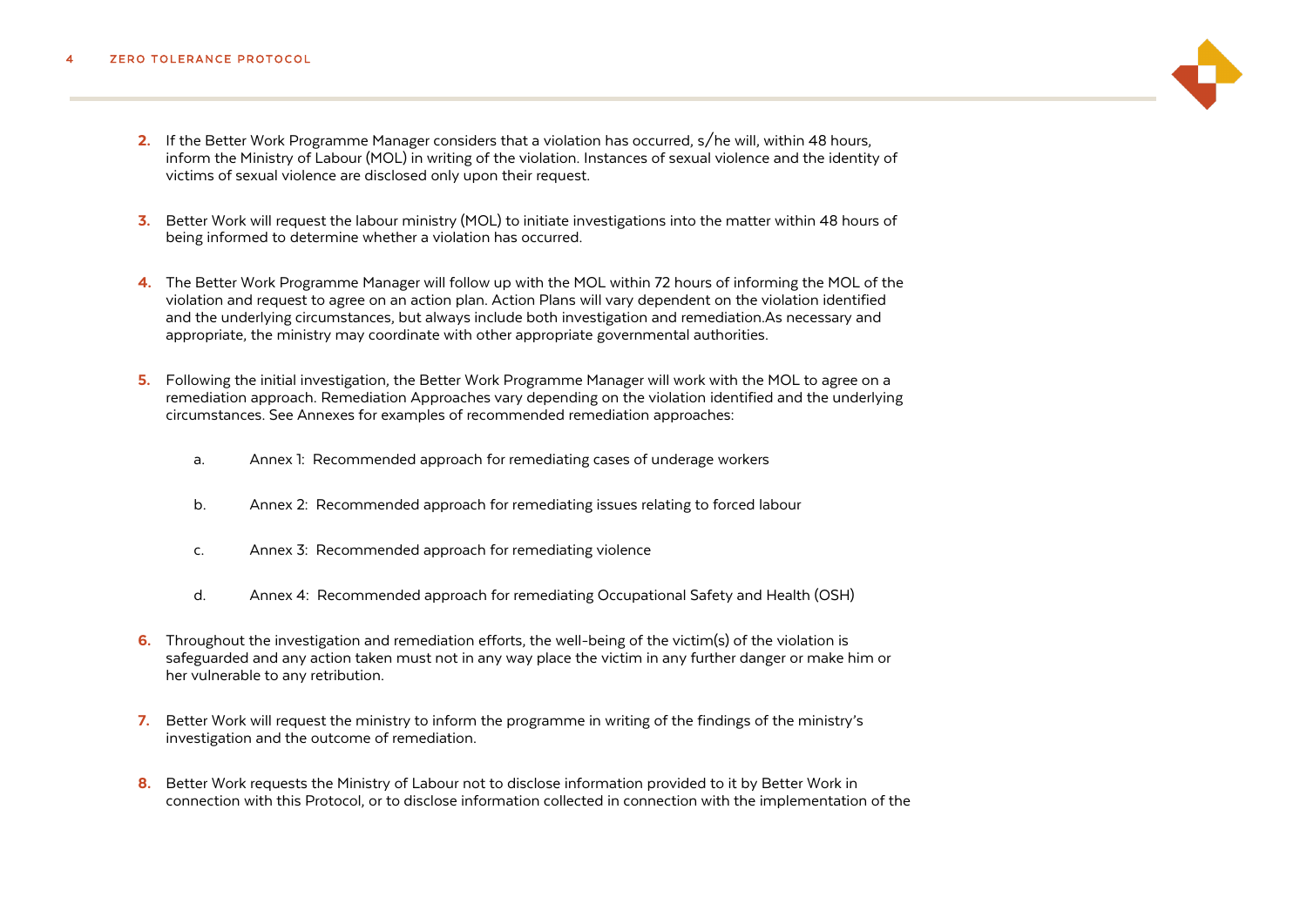2. If the Better Work Programme Manager considers that a violation has occurred, s/he will, within 48 hours, inform the Ministry of Labour (MOL) in writing of the violation. Instances of sexual violence and the identity of victims of sexual violence are disclosed only upon their request.

3. Better Work will request the labour ministry (MOL) to initiate investigations into the matter within 48 hours of being informed to determine whether a violation has occurred.

4. The Better Work Programme Manager will follow up with the MOL within 72 hours of informing the MOL of the violation and request to agree on an action plan. Action Plans will vary dependent on the violation identified and the underlying circumstances, but always include both investigation and remediation.As necessary and appropriate, the ministry may coordinate with other appropriate governmental authorities.

5. Following the initial investigation, the Better Work Programme Manager will work with the MOL to agree on a remediation approach. Remediation Approaches vary depending on the violation identified and the underlying circumstances. See Annexes for examples of recommended remediation approaches:

    a. Annex 1: Recommended approach for remediating cases of underage workers

    b. Annex 2: Recommended approach for remediating issues relating to forced labour

    c. Annex 3: Recommended approach for remediating violence

    d. Annex 4: Recommended approach for remediating Occupational Safety and Health (OSH)

6. Throughout the investigation and remediation efforts, the well-being of the victim(s) of the violation is safeguarded and any action taken must not in any way place the victim in any further danger or make him or her vulnerable to any retribution.

7. Better Work will request the ministry to inform the programme in writing of the findings of the ministry's investigation and the outcome of remediation.

8. Better Work requests the Ministry of Labour not to disclose information provided to it by Better Work in connection with this Protocol, or to disclose information collected in connection with the implementation of the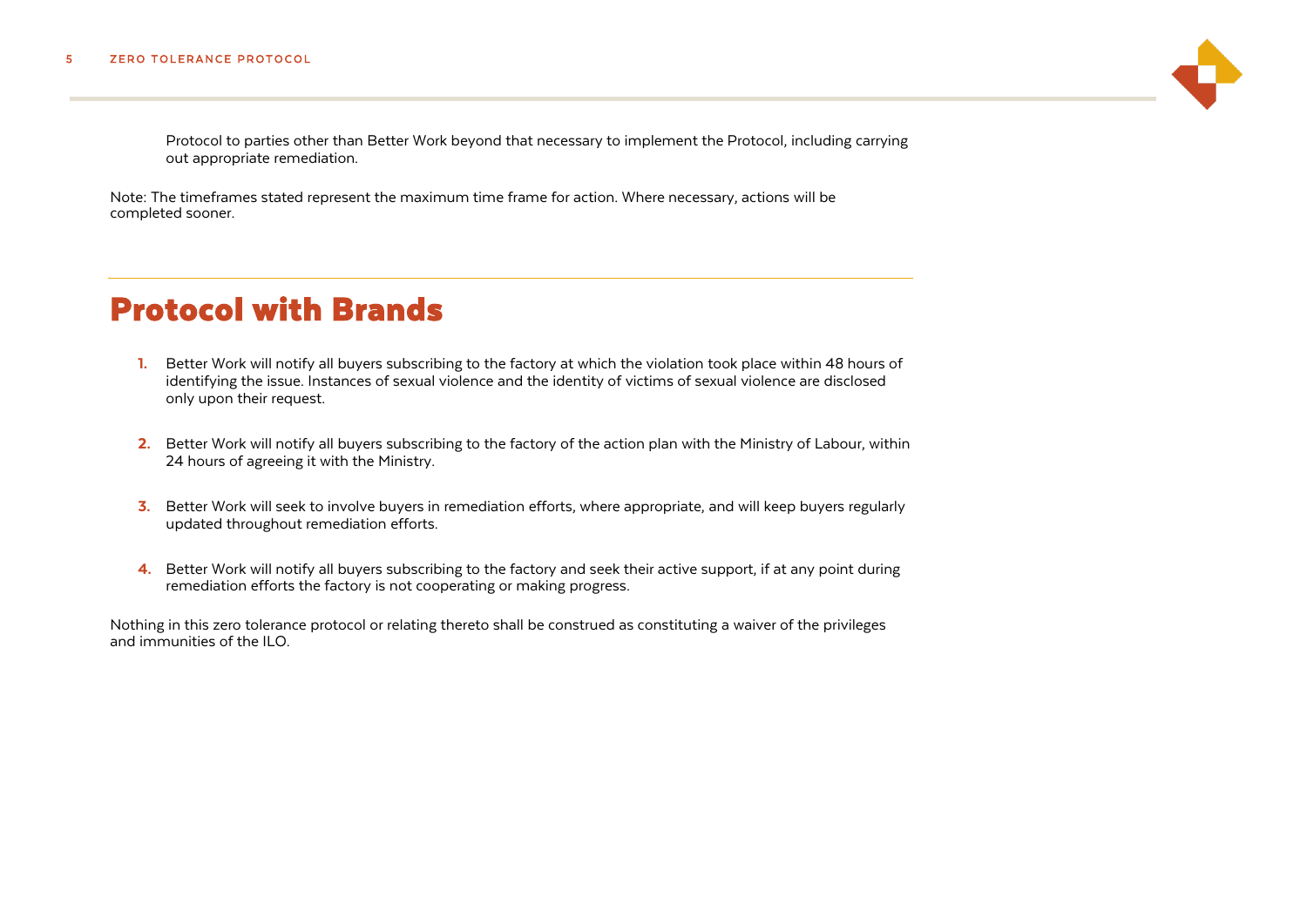Protocol to parties other than Better Work beyond that necessary to implement the Protocol, including carrying out appropriate remediation.

Note: The timeframes stated represent the maximum time frame for action. Where necessary, actions will be completed sooner.

---

# Protocol with Brands

1. Better Work will notify all buyers subscribing to the factory at which the violation took place within 48 hours of identifying the issue. Instances of sexual violence and the identity of victims of sexual violence are disclosed only upon their request.

2. Better Work will notify all buyers subscribing to the factory of the action plan with the Ministry of Labour, within 24 hours of agreeing it with the Ministry.

3. Better Work will seek to involve buyers in remediation efforts, where appropriate, and will keep buyers regularly updated throughout remediation efforts.

4. Better Work will notify all buyers subscribing to the factory and seek their active support, if at any point during remediation efforts the factory is not cooperating or making progress.

Nothing in this zero tolerance protocol or relating thereto shall be construed as constituting a waiver of the privileges and immunities of the ILO.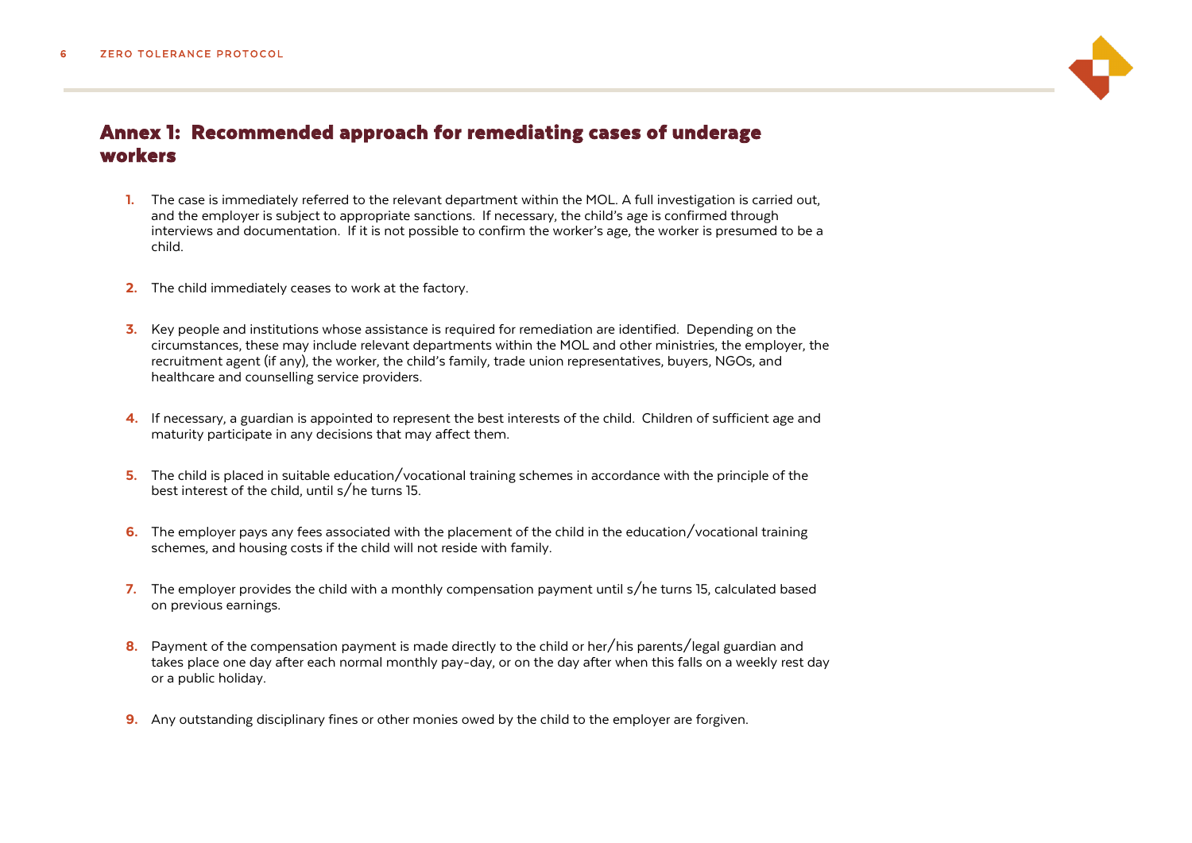## Annex 1: Recommended approach for remediating cases of underage workers

1. The case is immediately referred to the relevant department within the MOL. A full investigation is carried out, and the employer is subject to appropriate sanctions. If necessary, the child's age is confirmed through interviews and documentation. If it is not possible to confirm the worker's age, the worker is presumed to be a child.

2. The child immediately ceases to work at the factory.

3. Key people and institutions whose assistance is required for remediation are identified. Depending on the circumstances, these may include relevant departments within the MOL and other ministries, the employer, the recruitment agent (if any), the worker, the child's family, trade union representatives, buyers, NGOs, and healthcare and counselling service providers.

4. If necessary, a guardian is appointed to represent the best interests of the child. Children of sufficient age and maturity participate in any decisions that may affect them.

5. The child is placed in suitable education/vocational training schemes in accordance with the principle of the best interest of the child, until s/he turns 15.

6. The employer pays any fees associated with the placement of the child in the education/vocational training schemes, and housing costs if the child will not reside with family.

7. The employer provides the child with a monthly compensation payment until s/he turns 15, calculated based on previous earnings.

8. Payment of the compensation payment is made directly to the child or her/his parents/legal guardian and takes place one day after each normal monthly pay-day, or on the day after when this falls on a weekly rest day or a public holiday.

9. Any outstanding disciplinary fines or other monies owed by the child to the employer are forgiven.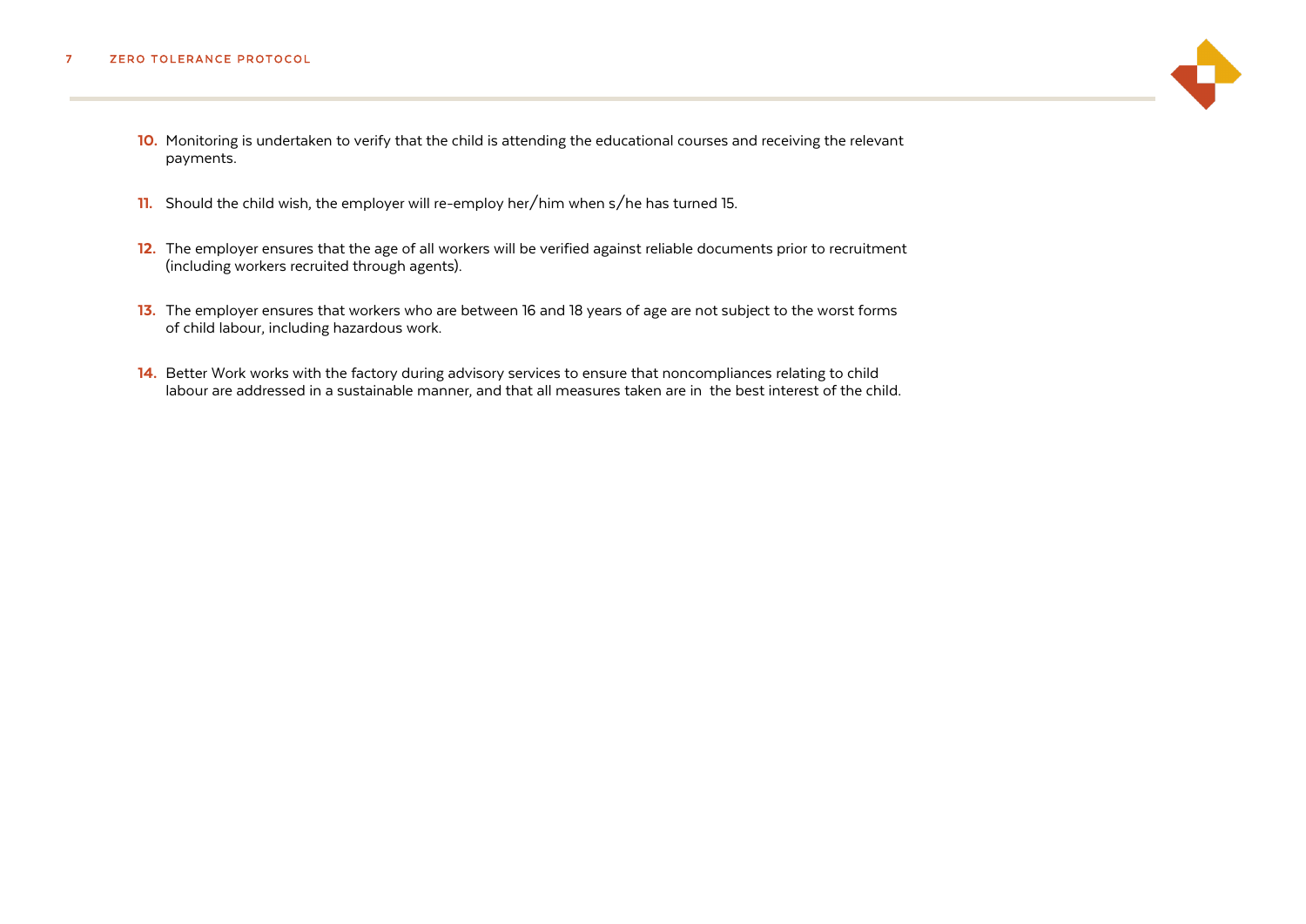10. Monitoring is undertaken to verify that the child is attending the educational courses and receiving the relevant payments.

11. Should the child wish, the employer will re-employ her/him when s/he has turned 15.

12. The employer ensures that the age of all workers will be verified against reliable documents prior to recruitment (including workers recruited through agents).

13. The employer ensures that workers who are between 16 and 18 years of age are not subject to the worst forms of child labour, including hazardous work.

14. Better Work works with the factory during advisory services to ensure that noncompliances relating to child labour are addressed in a sustainable manner, and that all measures taken are in the best interest of the child.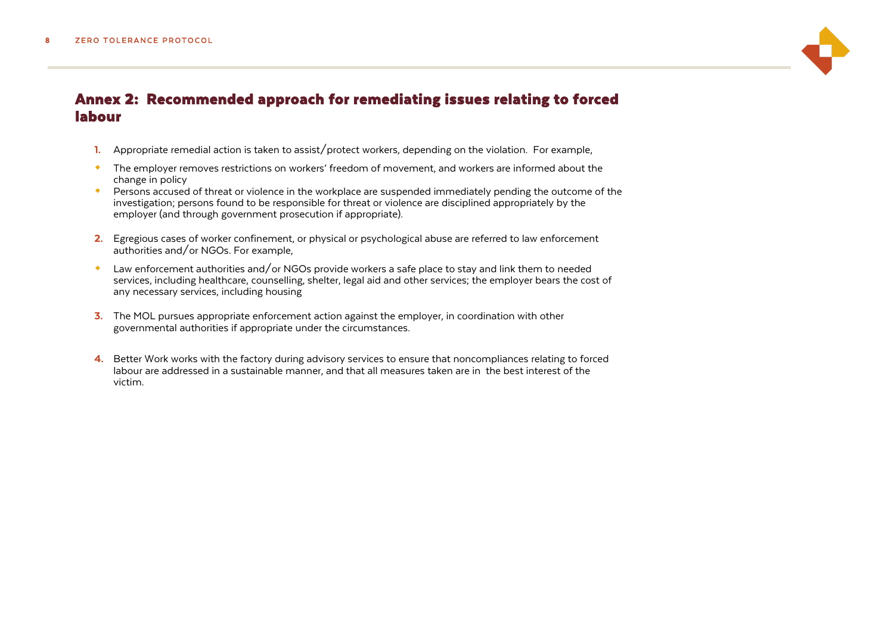## Annex 2: Recommended approach for remediating issues relating to forced labour

1. Appropriate remedial action is taken to assist/protect workers, depending on the violation. For example,

- The employer removes restrictions on workers' freedom of movement, and workers are informed about the change in policy
- Persons accused of threat or violence in the workplace are suspended immediately pending the outcome of the investigation; persons found to be responsible for threat or violence are disciplined appropriately by the employer (and through government prosecution if appropriate).

2. Egregious cases of worker confinement, or physical or psychological abuse are referred to law enforcement authorities and/or NGOs. For example,

- Law enforcement authorities and/or NGOs provide workers a safe place to stay and link them to needed services, including healthcare, counselling, shelter, legal aid and other services; the employer bears the cost of any necessary services, including housing

3. The MOL pursues appropriate enforcement action against the employer, in coordination with other governmental authorities if appropriate under the circumstances.

4. Better Work works with the factory during advisory services to ensure that noncompliances relating to forced labour are addressed in a sustainable manner, and that all measures taken are in the best interest of the victim.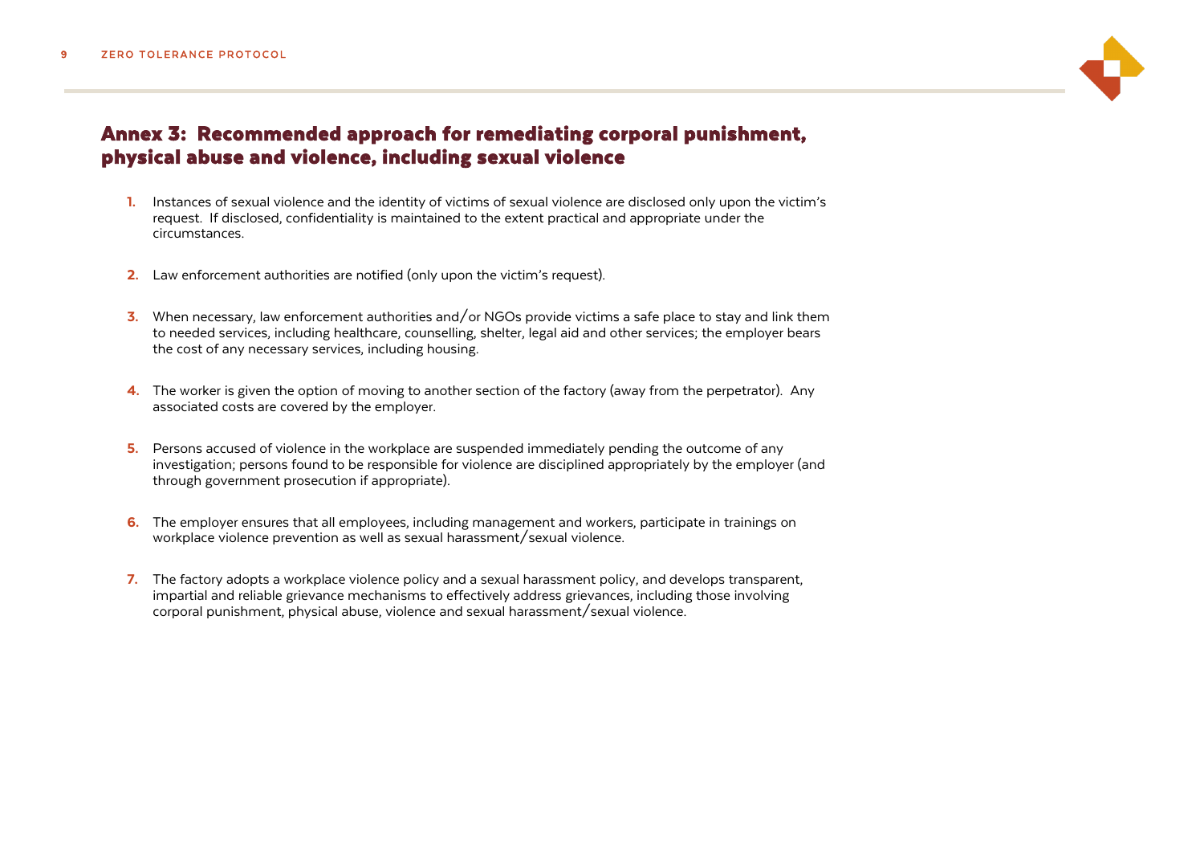## Annex 3: Recommended approach for remediating corporal punishment, physical abuse and violence, including sexual violence

1. Instances of sexual violence and the identity of victims of sexual violence are disclosed only upon the victim's request. If disclosed, confidentiality is maintained to the extent practical and appropriate under the circumstances.

2. Law enforcement authorities are notified (only upon the victim's request).

3. When necessary, law enforcement authorities and/or NGOs provide victims a safe place to stay and link them to needed services, including healthcare, counselling, shelter, legal aid and other services; the employer bears the cost of any necessary services, including housing.

4. The worker is given the option of moving to another section of the factory (away from the perpetrator). Any associated costs are covered by the employer.

5. Persons accused of violence in the workplace are suspended immediately pending the outcome of any investigation; persons found to be responsible for violence are disciplined appropriately by the employer (and through government prosecution if appropriate).

6. The employer ensures that all employees, including management and workers, participate in trainings on workplace violence prevention as well as sexual harassment/sexual violence.

7. The factory adopts a workplace violence policy and a sexual harassment policy, and develops transparent, impartial and reliable grievance mechanisms to effectively address grievances, including those involving corporal punishment, physical abuse, violence and sexual harassment/sexual violence.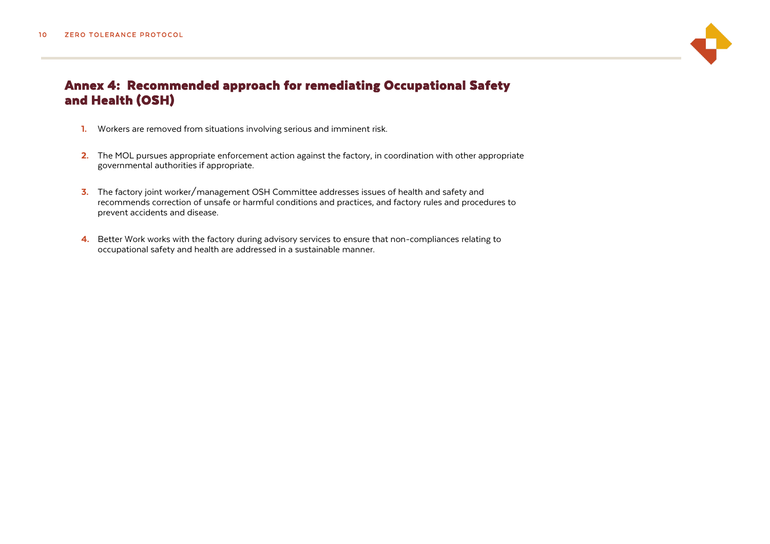## Annex 4: Recommended approach for remediating Occupational Safety and Health (OSH)

1. Workers are removed from situations involving serious and imminent risk.

2. The MOL pursues appropriate enforcement action against the factory, in coordination with other appropriate governmental authorities if appropriate.

3. The factory joint worker/management OSH Committee addresses issues of health and safety and recommends correction of unsafe or harmful conditions and practices, and factory rules and procedures to prevent accidents and disease.

4. Better Work works with the factory during advisory services to ensure that non-compliances relating to occupational safety and health are addressed in a sustainable manner.